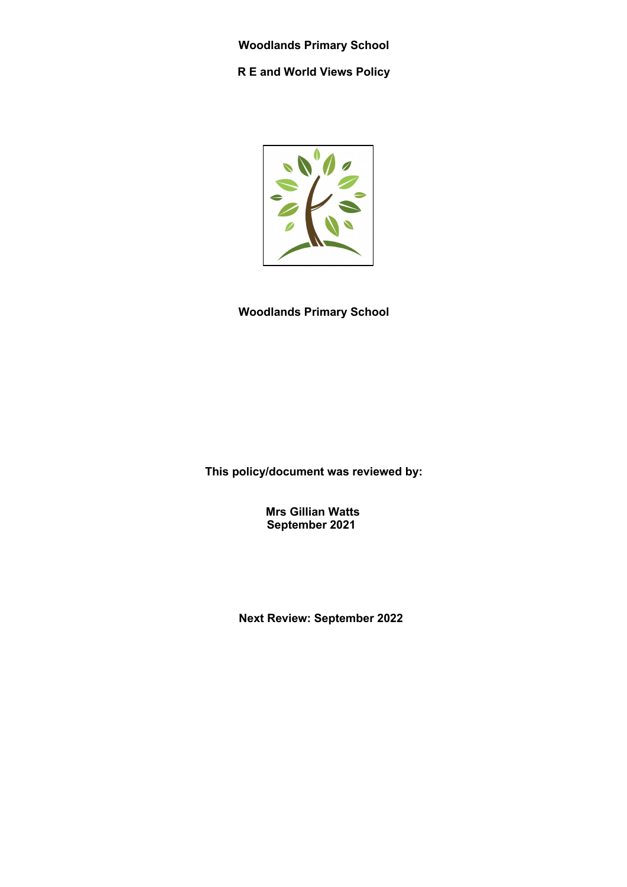# Woodlands Primary School

## R E and World Views Policy

**Woodlands Primary School**

**This policy/document was reviewed by:**

**Mrs Gillian Watts**
**September 2021**

**Next Review: September 2022**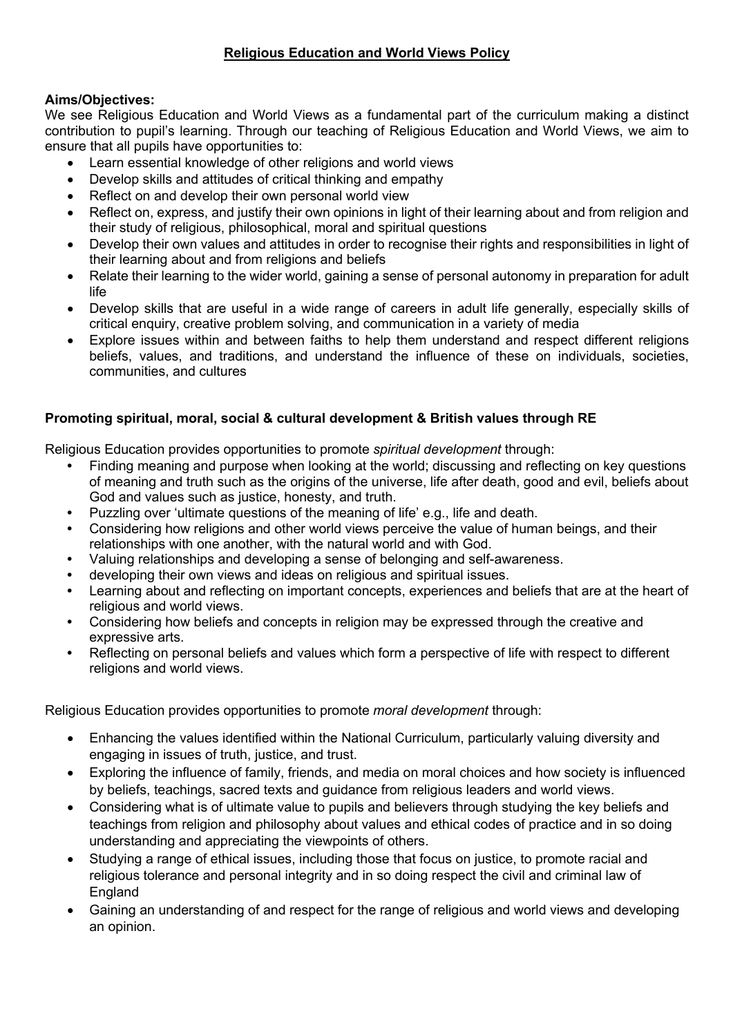## Religious Education and World Views Policy

**Aims/Objectives:**
We see Religious Education and World Views as a fundamental part of the curriculum making a distinct contribution to pupil's learning. Through our teaching of Religious Education and World Views, we aim to ensure that all pupils have opportunities to:

- Learn essential knowledge of other religions and world views
- Develop skills and attitudes of critical thinking and empathy
- Reflect on and develop their own personal world view
- Reflect on, express, and justify their own opinions in light of their learning about and from religion and their study of religious, philosophical, moral and spiritual questions
- Develop their own values and attitudes in order to recognise their rights and responsibilities in light of their learning about and from religions and beliefs
- Relate their learning to the wider world, gaining a sense of personal autonomy in preparation for adult life
- Develop skills that are useful in a wide range of careers in adult life generally, especially skills of critical enquiry, creative problem solving, and communication in a variety of media
- Explore issues within and between faiths to help them understand and respect different religions beliefs, values, and traditions, and understand the influence of these on individuals, societies, communities, and cultures

**Promoting spiritual, moral, social & cultural development & British values through RE**

Religious Education provides opportunities to promote *spiritual development* through:

- Finding meaning and purpose when looking at the world; discussing and reflecting on key questions of meaning and truth such as the origins of the universe, life after death, good and evil, beliefs about God and values such as justice, honesty, and truth.
- Puzzling over 'ultimate questions of the meaning of life' e.g., life and death.
- Considering how religions and other world views perceive the value of human beings, and their relationships with one another, with the natural world and with God.
- Valuing relationships and developing a sense of belonging and self-awareness.
- developing their own views and ideas on religious and spiritual issues.
- Learning about and reflecting on important concepts, experiences and beliefs that are at the heart of religious and world views.
- Considering how beliefs and concepts in religion may be expressed through the creative and expressive arts.
- Reflecting on personal beliefs and values which form a perspective of life with respect to different religions and world views.

Religious Education provides opportunities to promote *moral development* through:

- Enhancing the values identified within the National Curriculum, particularly valuing diversity and engaging in issues of truth, justice, and trust.
- Exploring the influence of family, friends, and media on moral choices and how society is influenced by beliefs, teachings, sacred texts and guidance from religious leaders and world views.
- Considering what is of ultimate value to pupils and believers through studying the key beliefs and teachings from religion and philosophy about values and ethical codes of practice and in so doing understanding and appreciating the viewpoints of others.
- Studying a range of ethical issues, including those that focus on justice, to promote racial and religious tolerance and personal integrity and in so doing respect the civil and criminal law of England
- Gaining an understanding of and respect for the range of religious and world views and developing an opinion.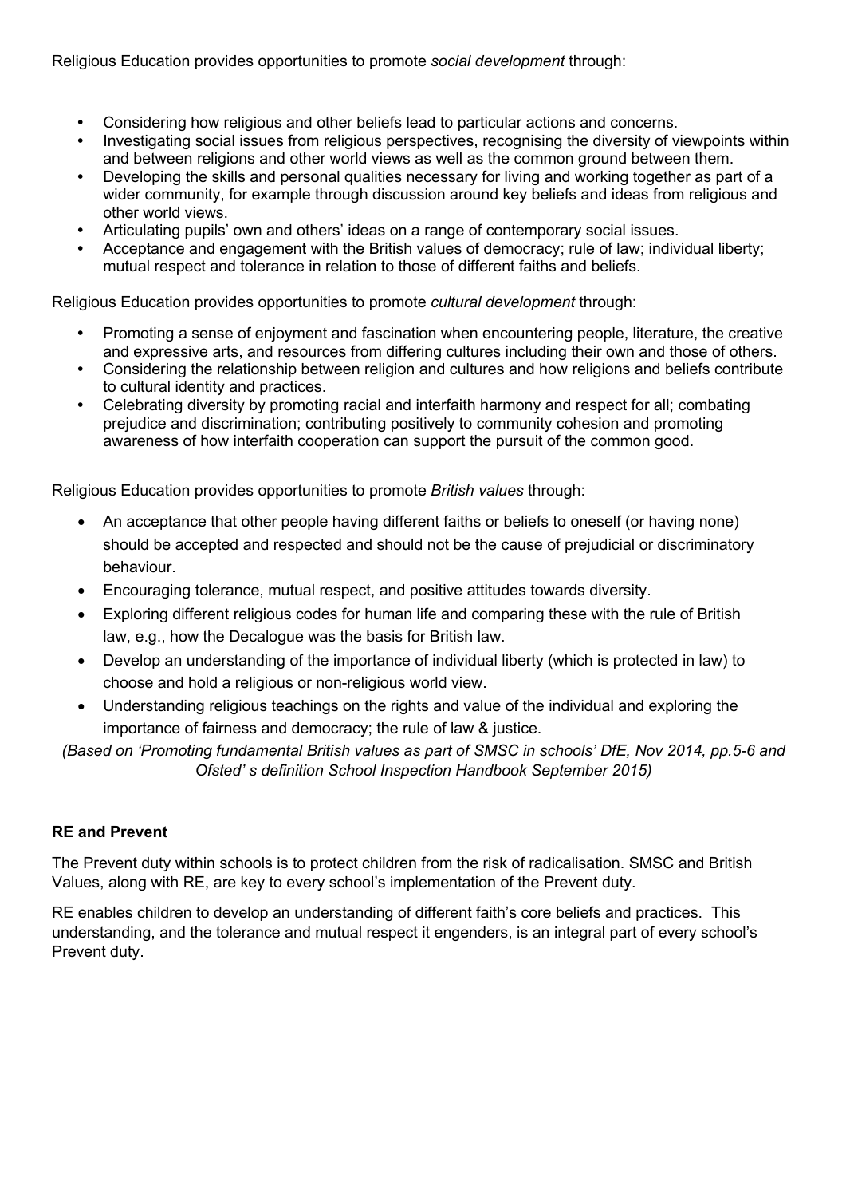Religious Education provides opportunities to promote *social development* through:

- Considering how religious and other beliefs lead to particular actions and concerns.
- Investigating social issues from religious perspectives, recognising the diversity of viewpoints within and between religions and other world views as well as the common ground between them.
- Developing the skills and personal qualities necessary for living and working together as part of a wider community, for example through discussion around key beliefs and ideas from religious and other world views.
- Articulating pupils' own and others' ideas on a range of contemporary social issues.
- Acceptance and engagement with the British values of democracy; rule of law; individual liberty; mutual respect and tolerance in relation to those of different faiths and beliefs.

Religious Education provides opportunities to promote *cultural development* through:

- Promoting a sense of enjoyment and fascination when encountering people, literature, the creative and expressive arts, and resources from differing cultures including their own and those of others.
- Considering the relationship between religion and cultures and how religions and beliefs contribute to cultural identity and practices.
- Celebrating diversity by promoting racial and interfaith harmony and respect for all; combating prejudice and discrimination; contributing positively to community cohesion and promoting awareness of how interfaith cooperation can support the pursuit of the common good.

Religious Education provides opportunities to promote *British values* through:

- An acceptance that other people having different faiths or beliefs to oneself (or having none) should be accepted and respected and should not be the cause of prejudicial or discriminatory behaviour.
- Encouraging tolerance, mutual respect, and positive attitudes towards diversity.
- Exploring different religious codes for human life and comparing these with the rule of British law, e.g., how the Decalogue was the basis for British law.
- Develop an understanding of the importance of individual liberty (which is protected in law) to choose and hold a religious or non-religious world view.
- Understanding religious teachings on the rights and value of the individual and exploring the importance of fairness and democracy; the rule of law & justice.

*(Based on 'Promoting fundamental British values as part of SMSC in schools' DfE, Nov 2014, pp.5-6 and Ofsted' s definition School Inspection Handbook September 2015)*

**RE and Prevent**

The Prevent duty within schools is to protect children from the risk of radicalisation. SMSC and British Values, along with RE, are key to every school's implementation of the Prevent duty.

RE enables children to develop an understanding of different faith's core beliefs and practices. This understanding, and the tolerance and mutual respect it engenders, is an integral part of every school's Prevent duty.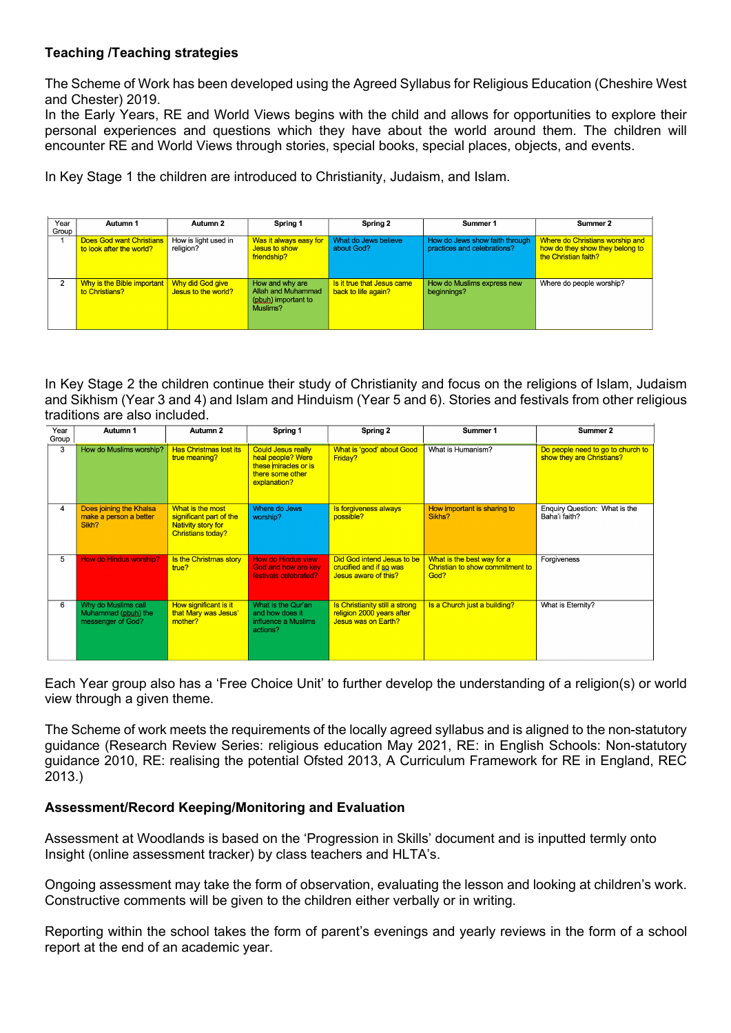**Teaching /Teaching strategies**

The Scheme of Work has been developed using the Agreed Syllabus for Religious Education (Cheshire West and Chester) 2019.
In the Early Years, RE and World Views begins with the child and allows for opportunities to explore their personal experiences and questions which they have about the world around them. The children will encounter RE and World Views through stories, special books, special places, objects, and events.

In Key Stage 1 the children are introduced to Christianity, Judaism, and Islam.

| Year Group | Autumn 1 | Autumn 2 | Spring 1 | Spring 2 | Summer 1 | Summer 2 |
|---|---|---|---|---|---|---|
| 1 | Does God want Christians to look after the world? | How is light used in religion? | Was it always easy for Jesus to show friendship? | What do Jews believe about God? | How do Jews show faith through practices and celebrations? | Where do Christians worship and how do they show they belong to the Christian faith? |
| 2 | Why is the Bible important to Christians? | Why did God give Jesus to the world? | How and why are Allah and Muhammad (pbuh) important to Muslims? | Is it true that Jesus came back to life again? | How do Muslims express new beginnings? | Where do people worship? |

In Key Stage 2 the children continue their study of Christianity and focus on the religions of Islam, Judaism and Sikhism (Year 3 and 4) and Islam and Hinduism (Year 5 and 6). Stories and festivals from other religious traditions are also included.

| Year Group | Autumn 1 | Autumn 2 | Spring 1 | Spring 2 | Summer 1 | Summer 2 |
|---|---|---|---|---|---|---|
| 3 | How do Muslims worship? | Has Christmas lost its true meaning? | Could Jesus really heal people? Were these miracles or is there some other explanation? | What is 'good' about Good Friday? | What is Humanism? | Do people need to go to church to show they are Christians? |
| 4 | Does joining the Khalsa make a person a better Sikh? | What is the most significant part of the Nativity story for Christians today? | Where do Jews worship? | Is forgiveness always possible? | How important is sharing to Sikhs? | Enquiry Question: What is the Baha'i faith? |
| 5 | How do Hindus worship? | Is the Christmas story true? | How do Hindus view God and how are key festivals celebrated? | Did God intend Jesus to be crucified and if so was Jesus aware of this? | What is the best way for a Christian to show commitment to God? | Forgiveness |
| 6 | Why do Muslims call Muhammad (pbuh) the messenger of God? | How significant is it that Mary was Jesus' mother? | What is the Qur'an and how does it influence a Muslims actions? | Is Christianity still a strong religion 2000 years after Jesus was on Earth? | Is a Church just a building? | What is Eternity? |

Each Year group also has a 'Free Choice Unit' to further develop the understanding of a religion(s) or world view through a given theme.

The Scheme of work meets the requirements of the locally agreed syllabus and is aligned to the non-statutory guidance (Research Review Series: religious education May 2021, RE: in English Schools: Non-statutory guidance 2010, RE: realising the potential Ofsted 2013, A Curriculum Framework for RE in England, REC 2013.)

**Assessment/Record Keeping/Monitoring and Evaluation**

Assessment at Woodlands is based on the 'Progression in Skills' document and is inputted termly onto Insight (online assessment tracker) by class teachers and HLTA's.

Ongoing assessment may take the form of observation, evaluating the lesson and looking at children's work. Constructive comments will be given to the children either verbally or in writing.

Reporting within the school takes the form of parent's evenings and yearly reviews in the form of a school report at the end of an academic year.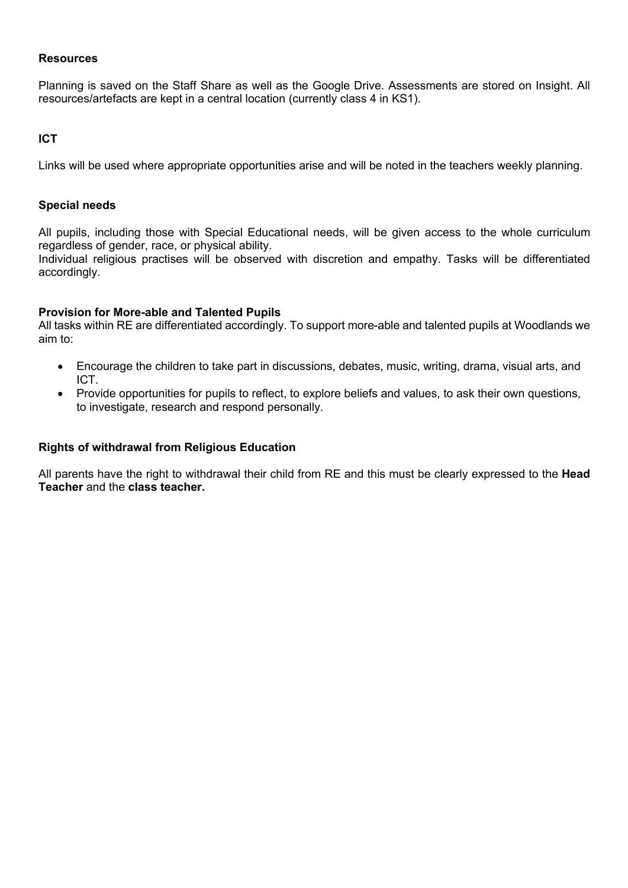**Resources**

Planning is saved on the Staff Share as well as the Google Drive. Assessments are stored on Insight. All resources/artefacts are kept in a central location (currently class 4 in KS1).

**ICT**

Links will be used where appropriate opportunities arise and will be noted in the teachers weekly planning.

**Special needs**

All pupils, including those with Special Educational needs, will be given access to the whole curriculum regardless of gender, race, or physical ability.
Individual religious practises will be observed with discretion and empathy. Tasks will be differentiated accordingly.

**Provision for More-able and Talented Pupils**
All tasks within RE are differentiated accordingly. To support more-able and talented pupils at Woodlands we aim to:

- Encourage the children to take part in discussions, debates, music, writing, drama, visual arts, and ICT.
- Provide opportunities for pupils to reflect, to explore beliefs and values, to ask their own questions, to investigate, research and respond personally.

**Rights of withdrawal from Religious Education**

All parents have the right to withdrawal their child from RE and this must be clearly expressed to the **Head Teacher** and the **class teacher.**